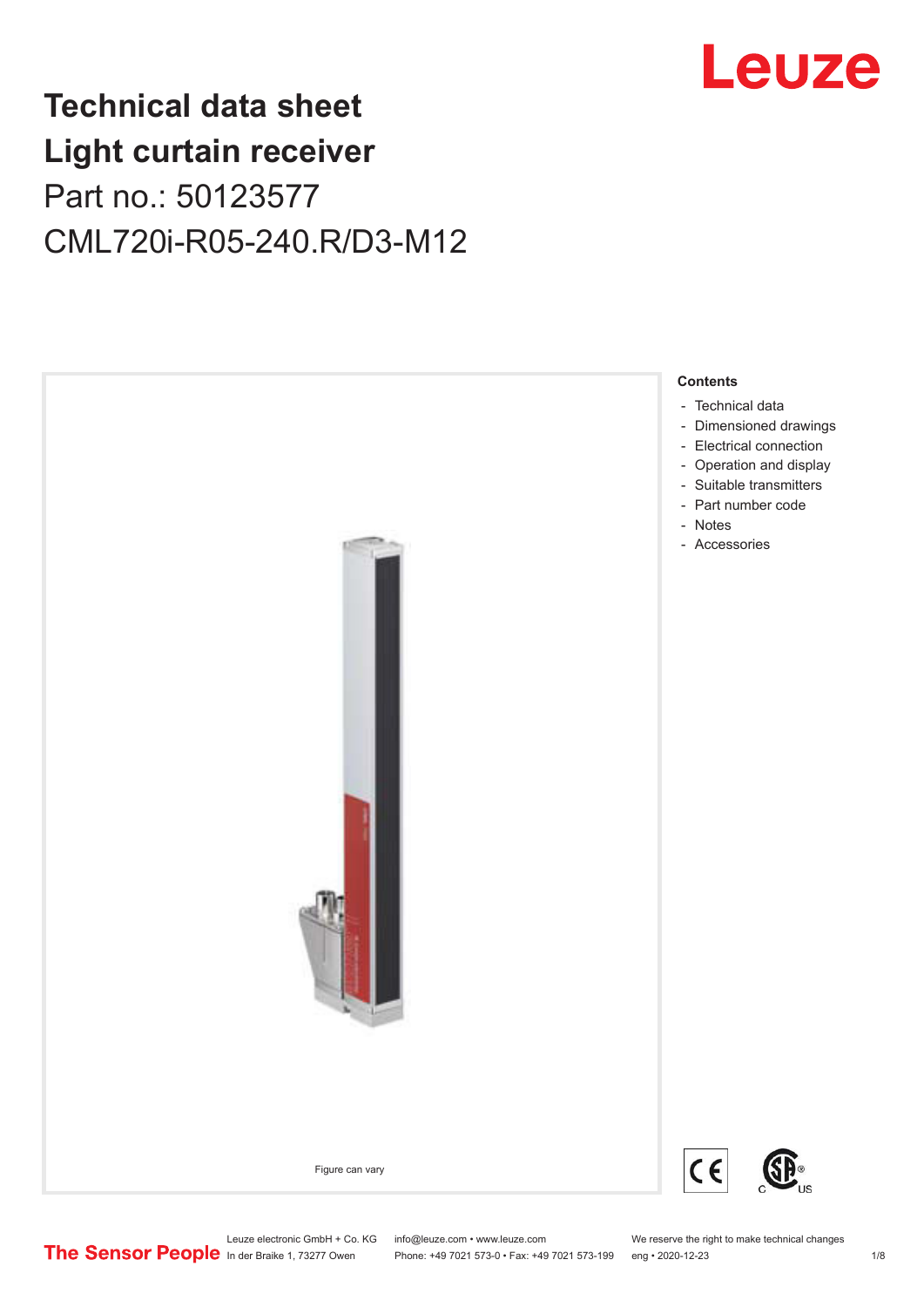# Technical data sheet
# Light curtain receiver

Part no.: 50123577

CML720i-R05-240.R/D3-M12

Figure can vary

**Contents**

- Technical data
- Dimensioned drawings
- Electrical connection
- Operation and display
- Suitable transmitters
- Part number code
- Notes
- Accessories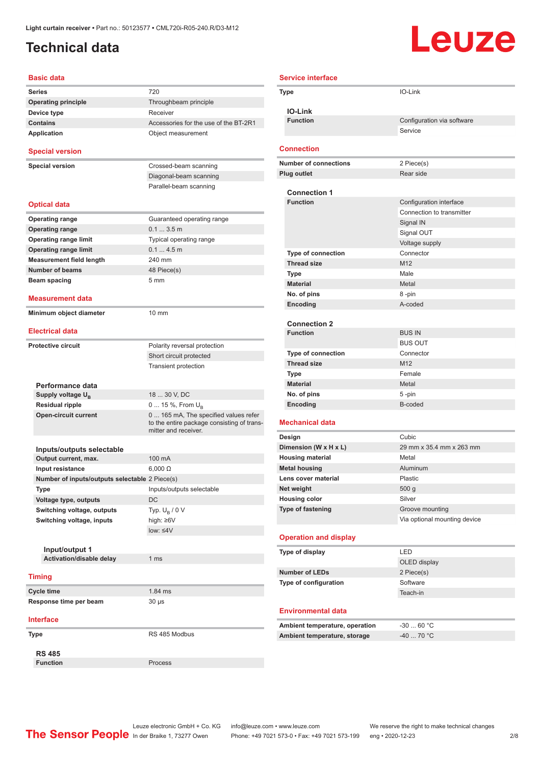Light curtain receiver • Part no.: 50123577 • CML720i-R05-240.R/D3-M12

# Technical data

## Basic data

| | |
|---|---|
| Series | 720 |
| Operating principle | Throughbeam principle |
| Device type | Receiver |
| Contains | Accessories for the use of the BT-2R1 |
| Application | Object measurement |

## Special version

| | |
|---|---|
| Special version | Crossed-beam scanning |
| | Diagonal-beam scanning |
| | Parallel-beam scanning |

## Optical data

| | |
|---|---|
| Operating range | Guaranteed operating range |
| Operating range | 0.1 ... 3.5 m |
| Operating range limit | Typical operating range |
| Operating range limit | 0.1 ... 4.5 m |
| Measurement field length | 240 mm |
| Number of beams | 48 Piece(s) |
| Beam spacing | 5 mm |

## Measurement data

| | |
|---|---|
| Minimum object diameter | 10 mm |

## Electrical data

| | |
|---|---|
| Protective circuit | Polarity reversal protection |
| | Short circuit protected |
| | Transient protection |

### Performance data

| | |
|---|---|
| Supply voltage $U_B$ | 18 ... 30 V, DC |
| Residual ripple | 0 ... 15 %, From $U_B$ |
| Open-circuit current | 0 ... 165 mA, The specified values refer to the entire package consisting of transmitter and receiver. |

### Inputs/outputs selectable

| | |
|---|---|
| Output current, max. | 100 mA |
| Input resistance | 6,000 Ω |
| Number of inputs/outputs selectable | 2 Piece(s) |
| Type | Inputs/outputs selectable |
| Voltage type, outputs | DC |
| Switching voltage, outputs | Typ. $U_B$ / 0 V |
| Switching voltage, inputs | high: ≥6V |
| | low: ≤4V |

#### Input/output 1

| | |
|---|---|
| Activation/disable delay | 1 ms |

## Timing

| | |
|---|---|
| Cycle time | 1.84 ms |
| Response time per beam | 30 µs |

## Interface

| | |
|---|---|
| Type | RS 485 Modbus |

### RS 485

| | |
|---|---|
| Function | Process |

## Service interface

| | |
|---|---|
| Type | IO-Link |

### IO-Link

| | |
|---|---|
| Function | Configuration via software |
| | Service |

## Connection

| | |
|---|---|
| Number of connections | 2 Piece(s) |
| Plug outlet | Rear side |

### Connection 1

| | |
|---|---|
| Function | Configuration interface |
| | Connection to transmitter |
| | Signal IN |
| | Signal OUT |
| | Voltage supply |
| Type of connection | Connector |
| Thread size | M12 |
| Type | Male |
| Material | Metal |
| No. of pins | 8 -pin |
| Encoding | A-coded |

### Connection 2

| | |
|---|---|
| Function | BUS IN |
| | BUS OUT |
| Type of connection | Connector |
| Thread size | M12 |
| Type | Female |
| Material | Metal |
| No. of pins | 5 -pin |
| Encoding | B-coded |

## Mechanical data

| | |
|---|---|
| Design | Cubic |
| Dimension (W x H x L) | 29 mm x 35.4 mm x 263 mm |
| Housing material | Metal |
| Metal housing | Aluminum |
| Lens cover material | Plastic |
| Net weight | 500 g |
| Housing color | Silver |
| Type of fastening | Groove mounting |
| | Via optional mounting device |

## Operation and display

| | |
|---|---|
| Type of display | LED |
| | OLED display |
| Number of LEDs | 2 Piece(s) |
| Type of configuration | Software |
| | Teach-in |

## Environmental data

| | |
|---|---|
| Ambient temperature, operation | -30 ... 60 °C |
| Ambient temperature, storage | -40 ... 70 °C |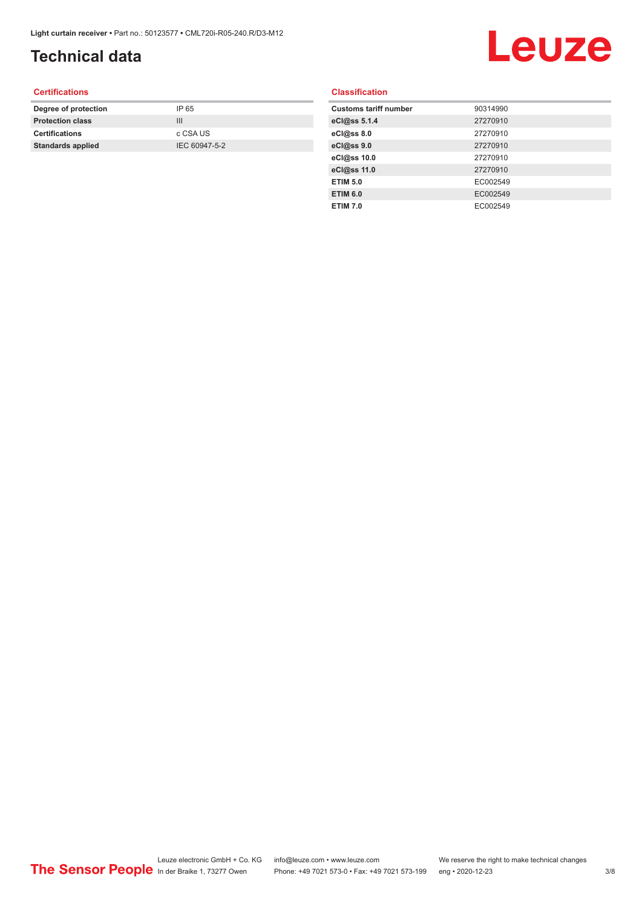# Technical data

## Certifications

| | |
|---|---|
| **Degree of protection** | IP 65 |
| **Protection class** | III |
| **Certifications** | c CSA US |
| **Standards applied** | IEC 60947-5-2 |

## Classification

| | |
|---|---|
| **Customs tariff number** | 90314990 |
| **eCl@ss 5.1.4** | 27270910 |
| **eCl@ss 8.0** | 27270910 |
| **eCl@ss 9.0** | 27270910 |
| **eCl@ss 10.0** | 27270910 |
| **eCl@ss 11.0** | 27270910 |
| **ETIM 5.0** | EC002549 |
| **ETIM 6.0** | EC002549 |
| **ETIM 7.0** | EC002549 |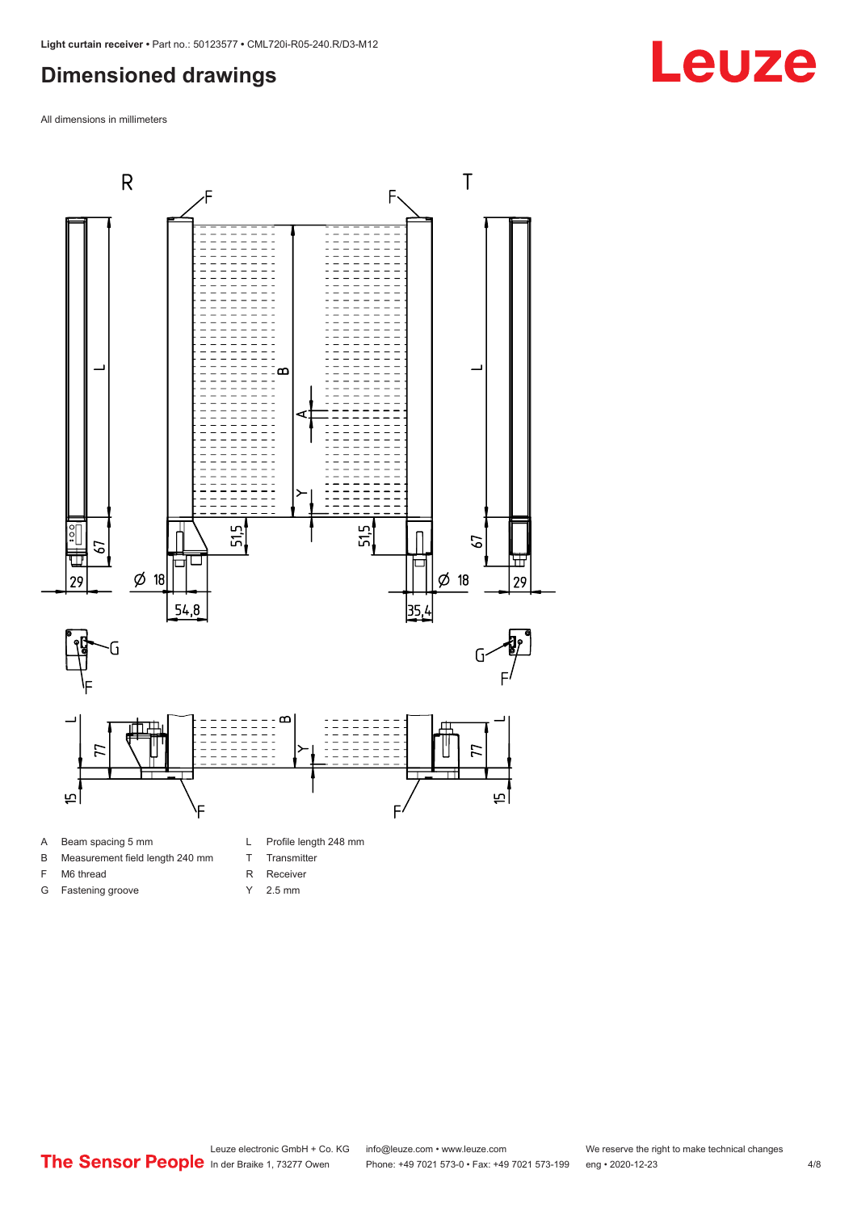## Dimensioned drawings

All dimensions in millimeters

| | | | |
|---|---|---|---|
| A | Beam spacing 5 mm | L | Profile length 248 mm |
| B | Measurement field length 240 mm | T | Transmitter |
| F | M6 thread | R | Receiver |
| G | Fastening groove | Y | 2.5 mm |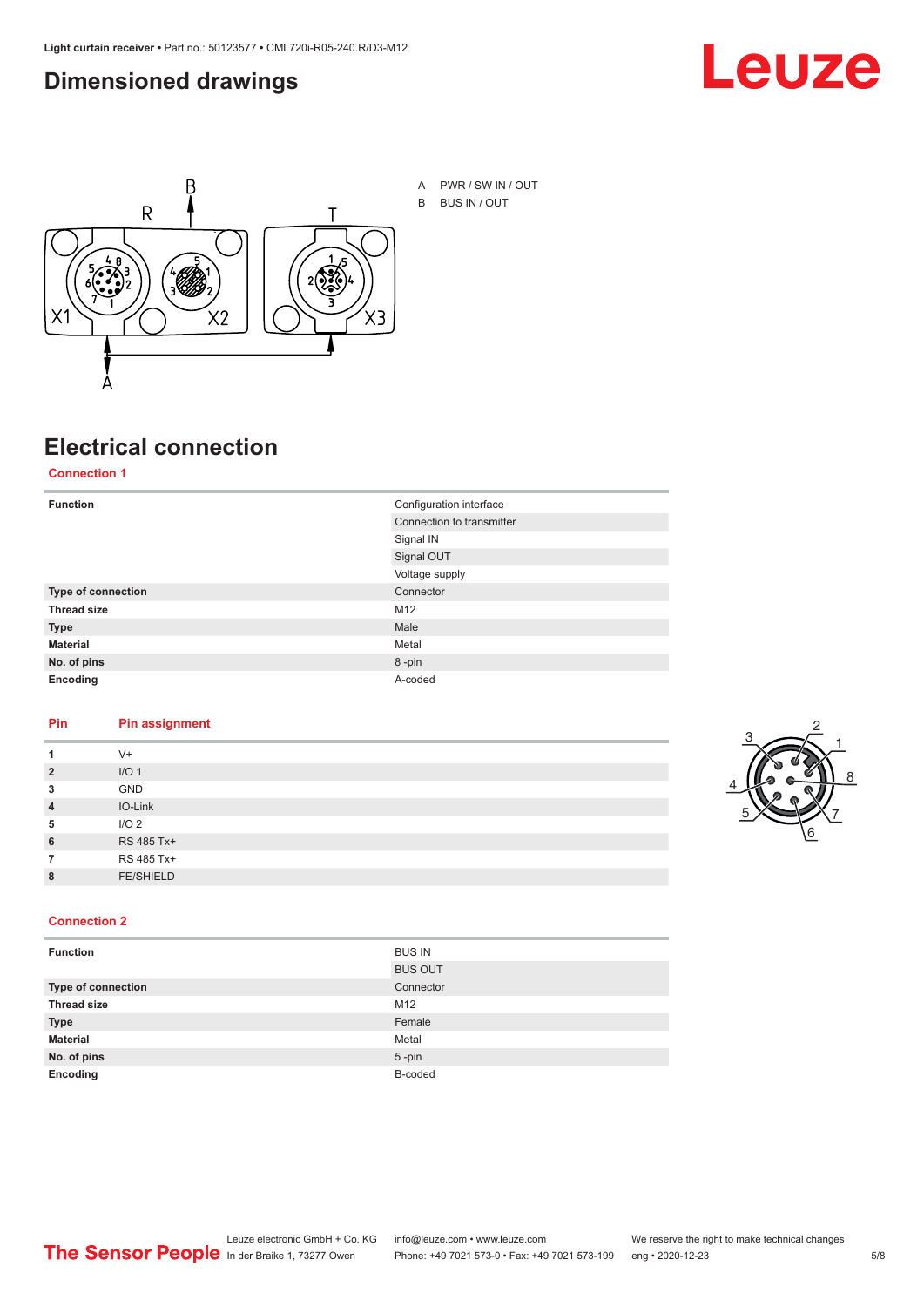# Dimensioned drawings

A PWR / SW IN / OUT

B BUS IN / OUT

# Electrical connection

## Connection 1

| Function | Configuration interface |
| --- | --- |
| | Connection to transmitter |
| | Signal IN |
| | Signal OUT |
| | Voltage supply |
| Type of connection | Connector |
| Thread size | M12 |
| Type | Male |
| Material | Metal |
| No. of pins | 8 -pin |
| Encoding | A-coded |

| Pin | Pin assignment |
| --- | --- |
| 1 | V+ |
| 2 | I/O 1 |
| 3 | GND |
| 4 | IO-Link |
| 5 | I/O 2 |
| 6 | RS 485 Tx+ |
| 7 | RS 485 Tx+ |
| 8 | FE/SHIELD |

## Connection 2

| Function | BUS IN |
| --- | --- |
| | BUS OUT |
| Type of connection | Connector |
| Thread size | M12 |
| Type | Female |
| Material | Metal |
| No. of pins | 5 -pin |
| Encoding | B-coded |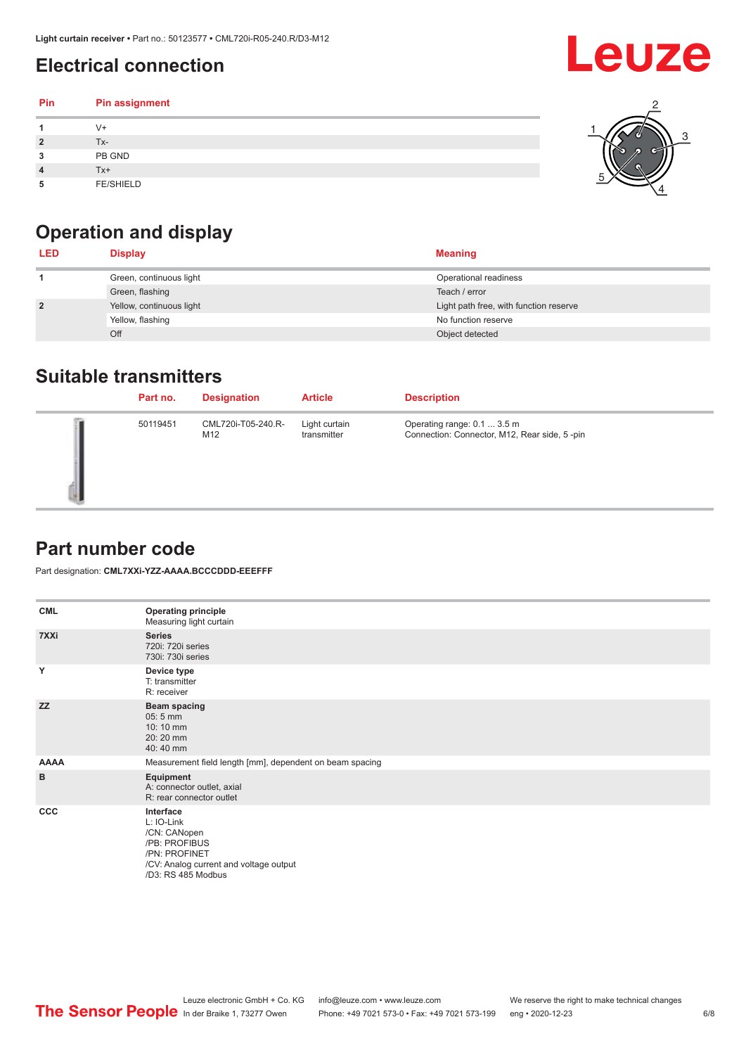## Electrical connection

| Pin | Pin assignment |
|---|---|
| 1 | V+ |
| 2 | Tx- |
| 3 | PB GND |
| 4 | Tx+ |
| 5 | FE/SHIELD |

## Operation and display

| LED | Display | Meaning |
|---|---|---|
| 1 | Green, continuous light | Operational readiness |
| | Green, flashing | Teach / error |
| 2 | Yellow, continuous light | Light path free, with function reserve |
| | Yellow, flashing | No function reserve |
| | Off | Object detected |

## Suitable transmitters

| Part no. | Designation | Article | Description |
|---|---|---|---|
| 50119451 | CML720i-T05-240.R-M12 | Light curtain transmitter | Operating range: 0.1 ... 3.5 m<br>Connection: Connector, M12, Rear side, 5 -pin |

## Part number code

Part designation: **CML7XXi-YZZ-AAAA.BCCCDDD-EEEFFF**

| | |
|---|---|
| **CML** | **Operating principle**<br>Measuring light curtain |
| **7XXi** | **Series**<br>720i: 720i series<br>730i: 730i series |
| **Y** | **Device type**<br>T: transmitter<br>R: receiver |
| **ZZ** | **Beam spacing**<br>05: 5 mm<br>10: 10 mm<br>20: 20 mm<br>40: 40 mm |
| **AAAA** | Measurement field length [mm], dependent on beam spacing |
| **B** | **Equipment**<br>A: connector outlet, axial<br>R: rear connector outlet |
| **CCC** | **Interface**<br>L: IO-Link<br>/CN: CANopen<br>/PB: PROFIBUS<br>/PN: PROFINET<br>/CV: Analog current and voltage output<br>/D3: RS 485 Modbus |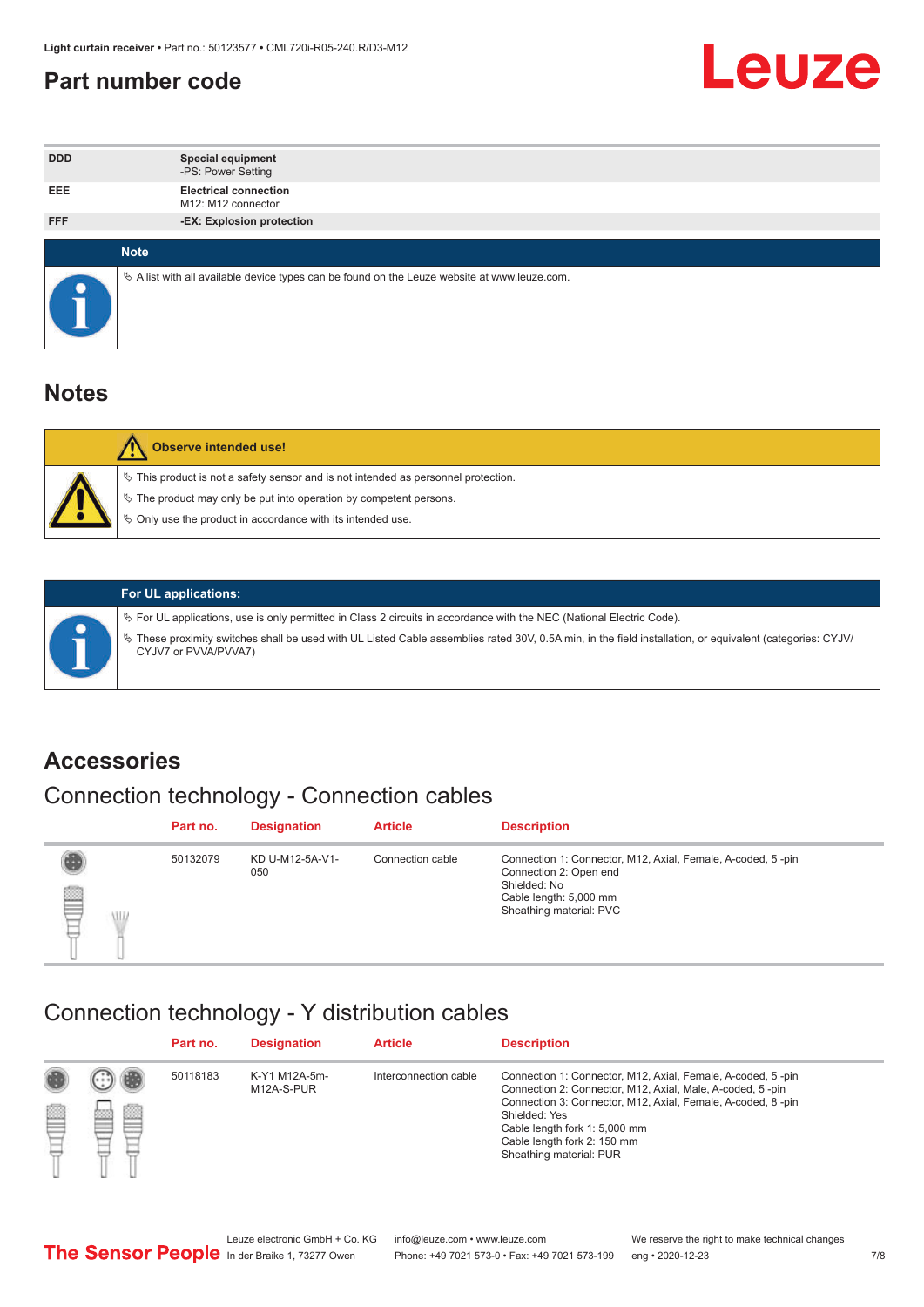## Part number code

| | |
|---|---|
| DDD | **Special equipment**<br>-PS: Power Setting |
| EEE | **Electrical connection**<br>M12: M12 connector |
| FFF | **-EX: Explosion protection** |

**Note**

- A list with all available device types can be found on the Leuze website at www.leuze.com.

## Notes

**Observe intended use!**

- This product is not a safety sensor and is not intended as personnel protection.
- The product may only be put into operation by competent persons.
- Only use the product in accordance with its intended use.

**For UL applications:**

- For UL applications, use is only permitted in Class 2 circuits in accordance with the NEC (National Electric Code).
- These proximity switches shall be used with UL Listed Cable assemblies rated 30V, 0.5A min, in the field installation, or equivalent (categories: CYJV/CYJV7 or PVVA/PVVA7)

## Accessories

### Connection technology - Connection cables

| Part no. | Designation | Article | Description |
|---|---|---|---|
| 50132079 | KD U-M12-5A-V1-050 | Connection cable | Connection 1: Connector, M12, Axial, Female, A-coded, 5 -pin<br>Connection 2: Open end<br>Shielded: No<br>Cable length: 5,000 mm<br>Sheathing material: PVC |

### Connection technology - Y distribution cables

| Part no. | Designation | Article | Description |
|---|---|---|---|
| 50118183 | K-Y1 M12A-5m-M12A-S-PUR | Interconnection cable | Connection 1: Connector, M12, Axial, Female, A-coded, 5 -pin<br>Connection 2: Connector, M12, Axial, Male, A-coded, 5 -pin<br>Connection 3: Connector, M12, Axial, Female, A-coded, 8 -pin<br>Shielded: Yes<br>Cable length fork 1: 5,000 mm<br>Cable length fork 2: 150 mm<br>Sheathing material: PUR |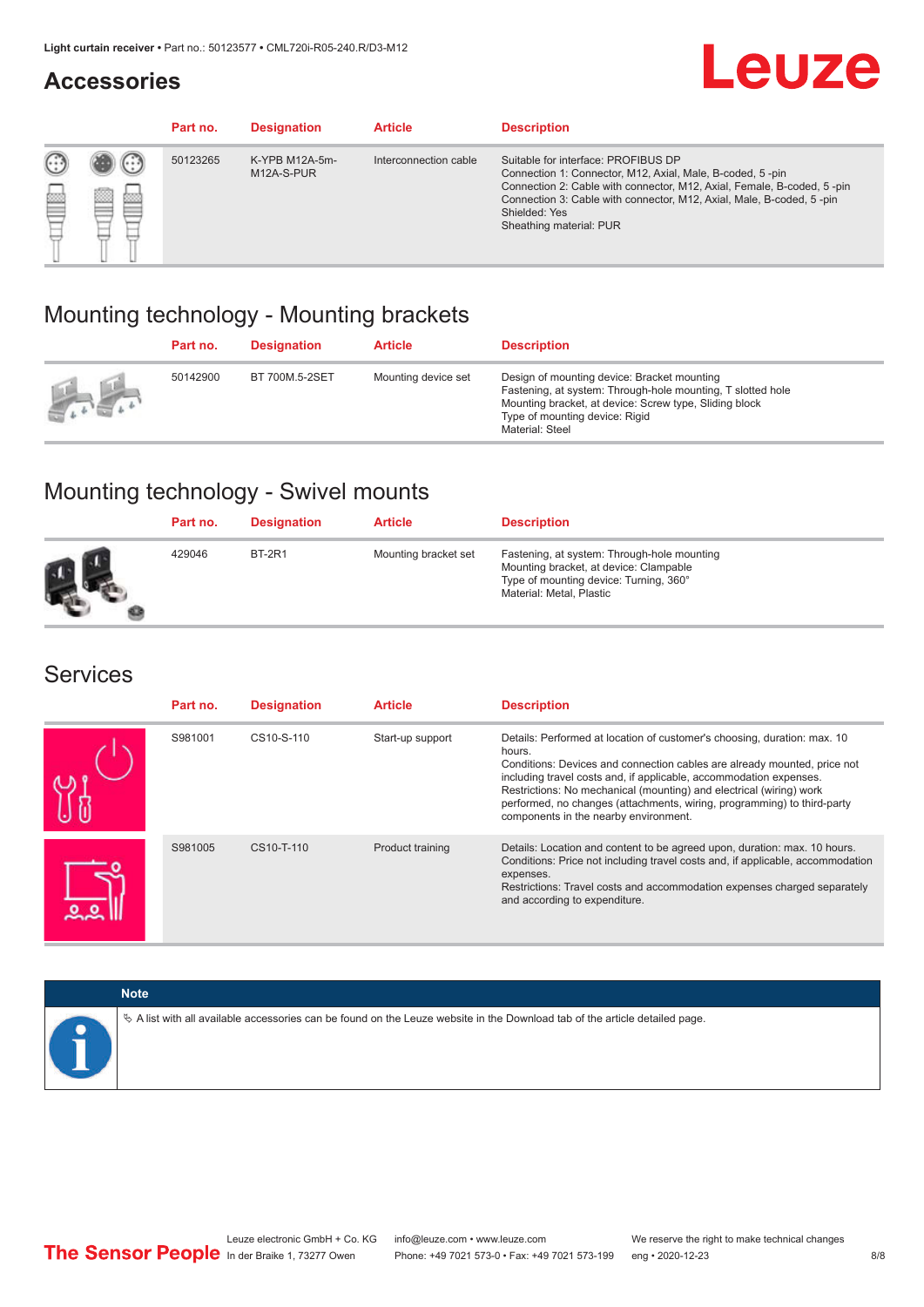## Accessories

| Part no. | Designation | Article | Description |
|---|---|---|---|
| 50123265 | K-YPB M12A-5m-M12A-S-PUR | Interconnection cable | Suitable for interface: PROFIBUS DP<br>Connection 1: Connector, M12, Axial, Male, B-coded, 5 -pin<br>Connection 2: Cable with connector, M12, Axial, Female, B-coded, 5 -pin<br>Connection 3: Cable with connector, M12, Axial, Male, B-coded, 5 -pin<br>Shielded: Yes<br>Sheathing material: PUR |

## Mounting technology - Mounting brackets

| Part no. | Designation | Article | Description |
|---|---|---|---|
| 50142900 | BT 700M.5-2SET | Mounting device set | Design of mounting device: Bracket mounting<br>Fastening, at system: Through-hole mounting, T slotted hole<br>Mounting bracket, at device: Screw type, Sliding block<br>Type of mounting device: Rigid<br>Material: Steel |

## Mounting technology - Swivel mounts

| Part no. | Designation | Article | Description |
|---|---|---|---|
| 429046 | BT-2R1 | Mounting bracket set | Fastening, at system: Through-hole mounting<br>Mounting bracket, at device: Clampable<br>Type of mounting device: Turning, 360°<br>Material: Metal, Plastic |

## Services

| Part no. | Designation | Article | Description |
|---|---|---|---|
| S981001 | CS10-S-110 | Start-up support | Details: Performed at location of customer's choosing, duration: max. 10 hours.<br>Conditions: Devices and connection cables are already mounted, price not including travel costs and, if applicable, accommodation expenses.<br>Restrictions: No mechanical (mounting) and electrical (wiring) work performed, no changes (attachments, wiring, programming) to third-party components in the nearby environment. |
| S981005 | CS10-T-110 | Product training | Details: Location and content to be agreed upon, duration: max. 10 hours.<br>Conditions: Price not including travel costs and, if applicable, accommodation expenses.<br>Restrictions: Travel costs and accommodation expenses charged separately and according to expenditure. |

**Note**

↬ A list with all available accessories can be found on the Leuze website in the Download tab of the article detailed page.